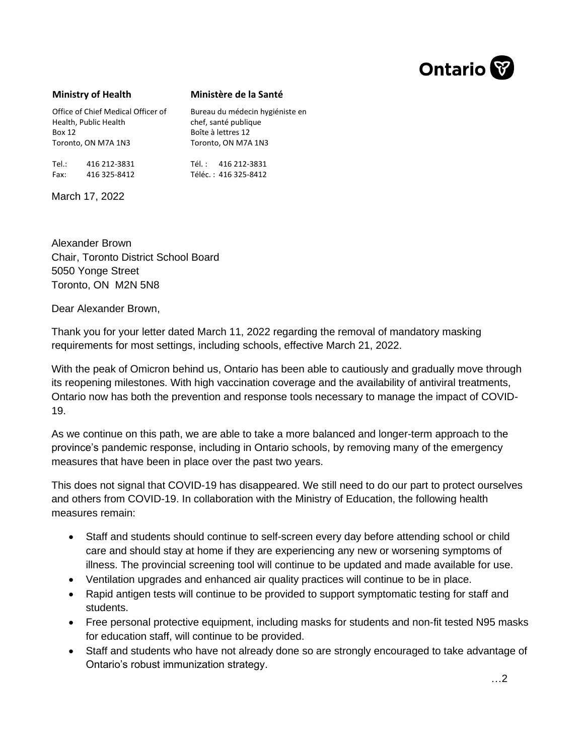Ontario

**Ministry of Health** | **Ministère de la Santé**

| | |
|---|---|
| Office of Chief Medical Officer of Health, Public Health | Bureau du médecin hygiéniste en chef, santé publique |
| Box 12 | Boîte à lettres 12 |
| Toronto, ON M7A 1N3 | Toronto, ON M7A 1N3 |
| Tel.: 416 212-3831 | Tél. : 416 212-3831 |
| Fax: 416 325-8412 | Téléc. : 416 325-8412 |

March 17, 2022

Alexander Brown
Chair, Toronto District School Board
5050 Yonge Street
Toronto, ON M2N 5N8

Dear Alexander Brown,

Thank you for your letter dated March 11, 2022 regarding the removal of mandatory masking requirements for most settings, including schools, effective March 21, 2022.

With the peak of Omicron behind us, Ontario has been able to cautiously and gradually move through its reopening milestones. With high vaccination coverage and the availability of antiviral treatments, Ontario now has both the prevention and response tools necessary to manage the impact of COVID-19.

As we continue on this path, we are able to take a more balanced and longer-term approach to the province's pandemic response, including in Ontario schools, by removing many of the emergency measures that have been in place over the past two years.

This does not signal that COVID-19 has disappeared. We still need to do our part to protect ourselves and others from COVID-19. In collaboration with the Ministry of Education, the following health measures remain:

- Staff and students should continue to self-screen every day before attending school or child care and should stay at home if they are experiencing any new or worsening symptoms of illness. The provincial screening tool will continue to be updated and made available for use.
- Ventilation upgrades and enhanced air quality practices will continue to be in place.
- Rapid antigen tests will continue to be provided to support symptomatic testing for staff and students.
- Free personal protective equipment, including masks for students and non-fit tested N95 masks for education staff, will continue to be provided.
- Staff and students who have not already done so are strongly encouraged to take advantage of Ontario's robust immunization strategy.

…2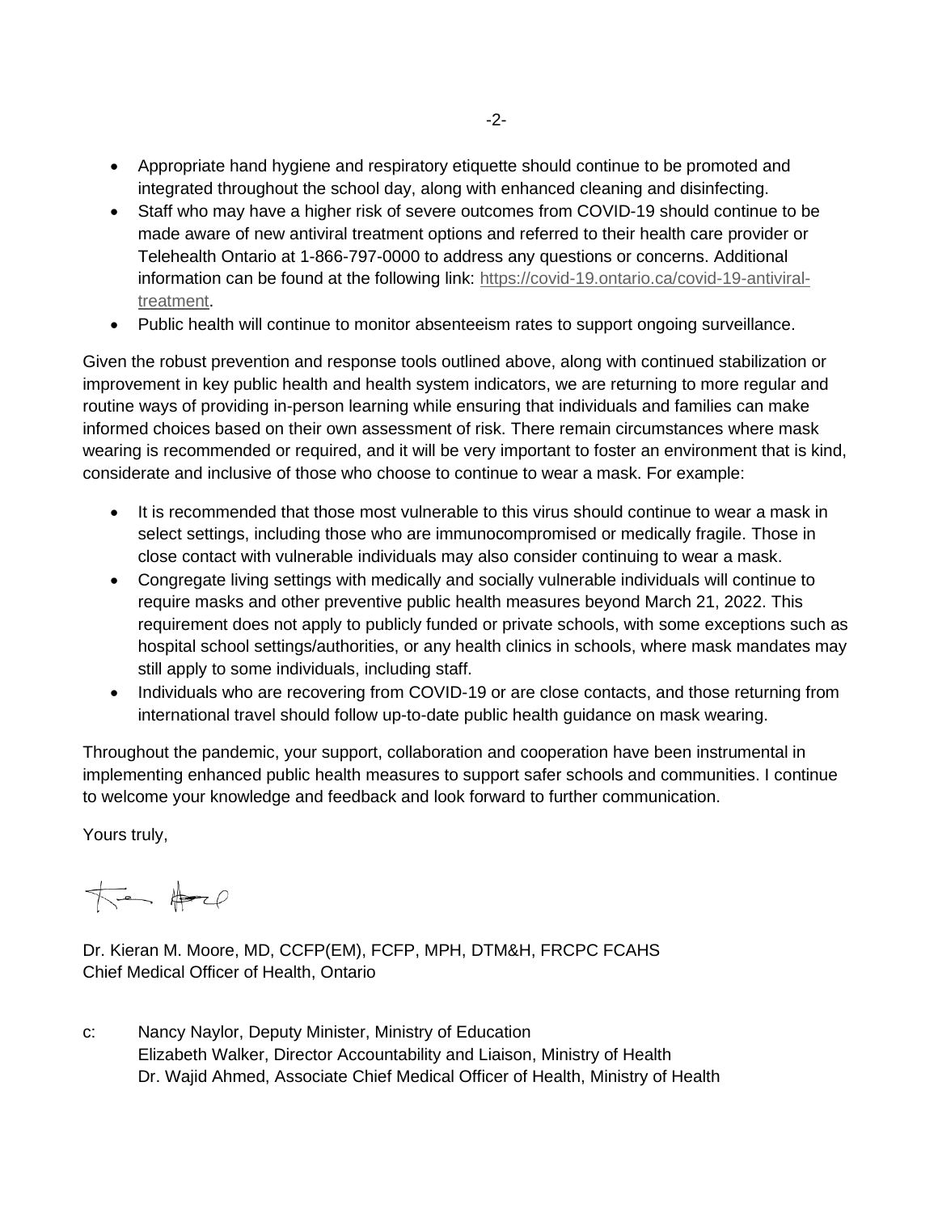- Appropriate hand hygiene and respiratory etiquette should continue to be promoted and integrated throughout the school day, along with enhanced cleaning and disinfecting.
- Staff who may have a higher risk of severe outcomes from COVID-19 should continue to be made aware of new antiviral treatment options and referred to their health care provider or Telehealth Ontario at 1-866-797-0000 to address any questions or concerns. Additional information can be found at the following link: [https://covid-19.ontario.ca/covid-19-antiviral-treatment](https://covid-19.ontario.ca/covid-19-antiviral-treatment).
- Public health will continue to monitor absenteeism rates to support ongoing surveillance.

Given the robust prevention and response tools outlined above, along with continued stabilization or improvement in key public health and health system indicators, we are returning to more regular and routine ways of providing in-person learning while ensuring that individuals and families can make informed choices based on their own assessment of risk. There remain circumstances where mask wearing is recommended or required, and it will be very important to foster an environment that is kind, considerate and inclusive of those who choose to continue to wear a mask. For example:

- It is recommended that those most vulnerable to this virus should continue to wear a mask in select settings, including those who are immunocompromised or medically fragile. Those in close contact with vulnerable individuals may also consider continuing to wear a mask.
- Congregate living settings with medically and socially vulnerable individuals will continue to require masks and other preventive public health measures beyond March 21, 2022. This requirement does not apply to publicly funded or private schools, with some exceptions such as hospital school settings/authorities, or any health clinics in schools, where mask mandates may still apply to some individuals, including staff.
- Individuals who are recovering from COVID-19 or are close contacts, and those returning from international travel should follow up-to-date public health guidance on mask wearing.

Throughout the pandemic, your support, collaboration and cooperation have been instrumental in implementing enhanced public health measures to support safer schools and communities. I continue to welcome your knowledge and feedback and look forward to further communication.

Yours truly,

Dr. Kieran M. Moore, MD, CCFP(EM), FCFP, MPH, DTM&H, FRCPC FCAHS
Chief Medical Officer of Health, Ontario

c: Nancy Naylor, Deputy Minister, Ministry of Education
Elizabeth Walker, Director Accountability and Liaison, Ministry of Health
Dr. Wajid Ahmed, Associate Chief Medical Officer of Health, Ministry of Health